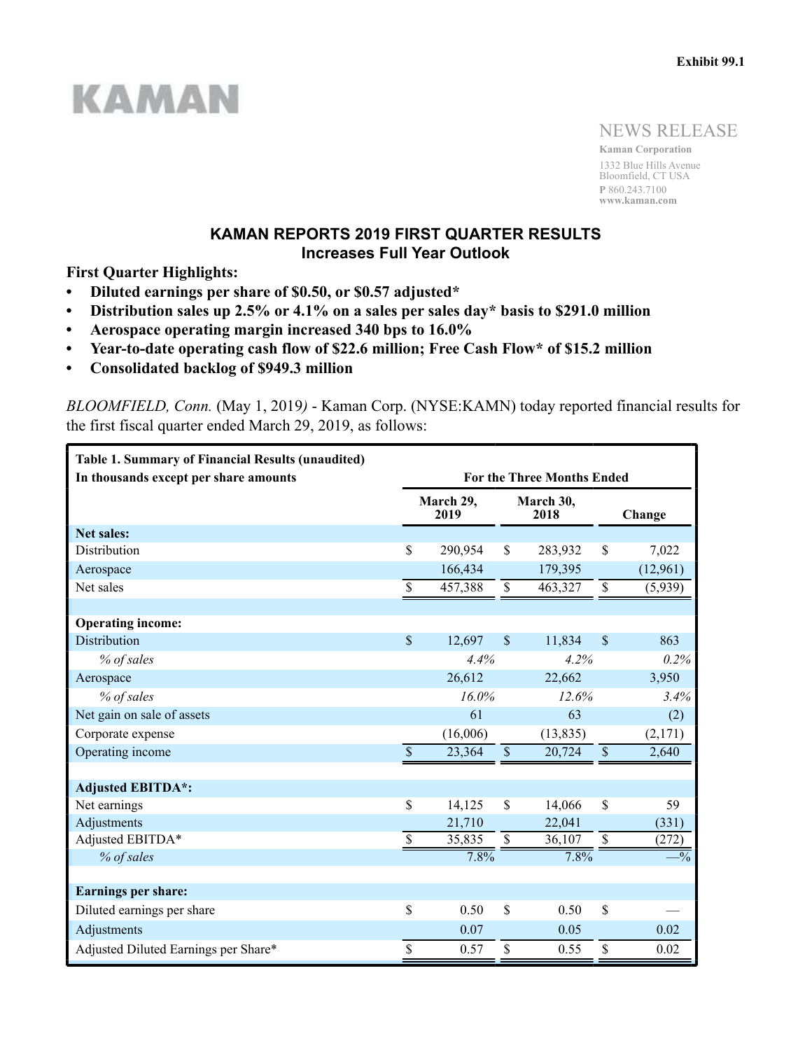Exhibit 99.1

KAMAN

NEWS RELEASE

**Kaman Corporation**
1332 Blue Hills Avenue
Bloomfield, CT USA
**P** 860.243.7100
**www.kaman.com**

# KAMAN REPORTS 2019 FIRST QUARTER RESULTS
## Increases Full Year Outlook

**First Quarter Highlights:**

- **Diluted earnings per share of $0.50, or $0.57 adjusted***
- **Distribution sales up 2.5% or 4.1% on a sales per sales day* basis to $291.0 million**
- **Aerospace operating margin increased 340 bps to 16.0%**
- **Year-to-date operating cash flow of $22.6 million; Free Cash Flow* of $15.2 million**
- **Consolidated backlog of $949.3 million**

*BLOOMFIELD, Conn.* (May 1, 2019*)* - Kaman Corp. (NYSE:KAMN) today reported financial results for the first fiscal quarter ended March 29, 2019, as follows:

| **Table 1. Summary of Financial Results (unaudited)**<br>**In thousands except per share amounts** | **For the Three Months Ended** | | |
|---|---|---|---|
| | **March 29, 2019** | **March 30, 2018** | **Change** |
| **Net sales:** | | | |
| Distribution | $ 290,954 | $ 283,932 | $ 7,022 |
| Aerospace | 166,434 | 179,395 | (12,961) |
| Net sales | $ 457,388 | $ 463,327 | $ (5,939) |
| | | | |
| **Operating income:** | | | |
| Distribution | $ 12,697 | $ 11,834 | $ 863 |
| *% of sales* | *4.4%* | *4.2%* | *0.2%* |
| Aerospace | 26,612 | 22,662 | 3,950 |
| *% of sales* | *16.0%* | *12.6%* | *3.4%* |
| Net gain on sale of assets | 61 | 63 | (2) |
| Corporate expense | (16,006) | (13,835) | (2,171) |
| Operating income | $ 23,364 | $ 20,724 | $ 2,640 |
| | | | |
| **Adjusted EBITDA*:** | | | |
| Net earnings | $ 14,125 | $ 14,066 | $ 59 |
| Adjustments | 21,710 | 22,041 | (331) |
| Adjusted EBITDA* | $ 35,835 | $ 36,107 | $ (272) |
| *% of sales* | 7.8% | 7.8% | —% |
| | | | |
| **Earnings per share:** | | | |
| Diluted earnings per share | $ 0.50 | $ 0.50 | $ — |
| Adjustments | 0.07 | 0.05 | 0.02 |
| Adjusted Diluted Earnings per Share* | $ 0.57 | $ 0.55 | $ 0.02 |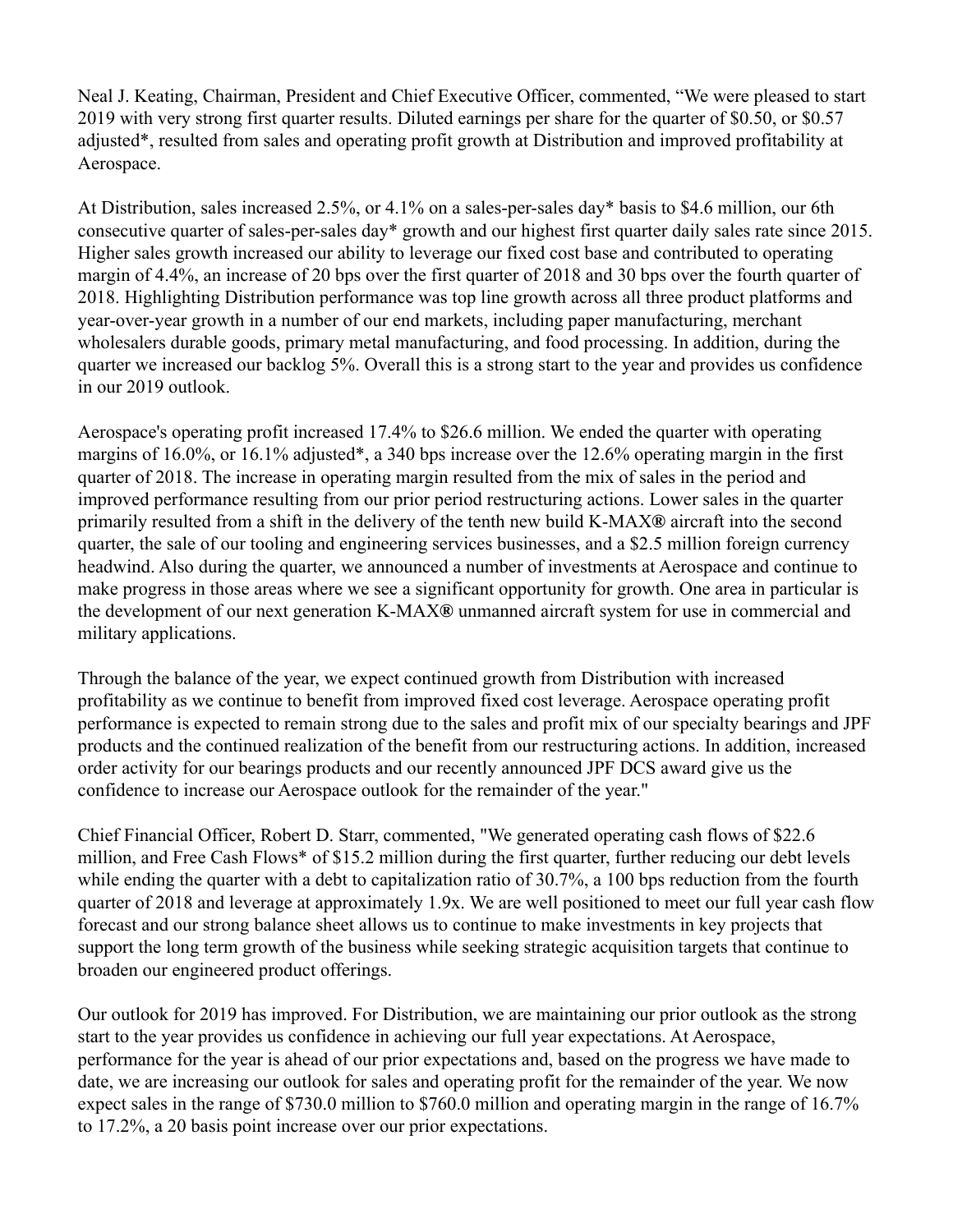Neal J. Keating, Chairman, President and Chief Executive Officer, commented, “We were pleased to start 2019 with very strong first quarter results. Diluted earnings per share for the quarter of $0.50, or $0.57 adjusted*, resulted from sales and operating profit growth at Distribution and improved profitability at Aerospace.

At Distribution, sales increased 2.5%, or 4.1% on a sales-per-sales day* basis to $4.6 million, our 6th consecutive quarter of sales-per-sales day* growth and our highest first quarter daily sales rate since 2015. Higher sales growth increased our ability to leverage our fixed cost base and contributed to operating margin of 4.4%, an increase of 20 bps over the first quarter of 2018 and 30 bps over the fourth quarter of 2018. Highlighting Distribution performance was top line growth across all three product platforms and year-over-year growth in a number of our end markets, including paper manufacturing, merchant wholesalers durable goods, primary metal manufacturing, and food processing. In addition, during the quarter we increased our backlog 5%. Overall this is a strong start to the year and provides us confidence in our 2019 outlook.

Aerospace's operating profit increased 17.4% to $26.6 million. We ended the quarter with operating margins of 16.0%, or 16.1% adjusted*, a 340 bps increase over the 12.6% operating margin in the first quarter of 2018. The increase in operating margin resulted from the mix of sales in the period and improved performance resulting from our prior period restructuring actions. Lower sales in the quarter primarily resulted from a shift in the delivery of the tenth new build K-MAX® aircraft into the second quarter, the sale of our tooling and engineering services businesses, and a $2.5 million foreign currency headwind. Also during the quarter, we announced a number of investments at Aerospace and continue to make progress in those areas where we see a significant opportunity for growth. One area in particular is the development of our next generation K-MAX® unmanned aircraft system for use in commercial and military applications.

Through the balance of the year, we expect continued growth from Distribution with increased profitability as we continue to benefit from improved fixed cost leverage. Aerospace operating profit performance is expected to remain strong due to the sales and profit mix of our specialty bearings and JPF products and the continued realization of the benefit from our restructuring actions. In addition, increased order activity for our bearings products and our recently announced JPF DCS award give us the confidence to increase our Aerospace outlook for the remainder of the year."

Chief Financial Officer, Robert D. Starr, commented, "We generated operating cash flows of $22.6 million, and Free Cash Flows* of $15.2 million during the first quarter, further reducing our debt levels while ending the quarter with a debt to capitalization ratio of 30.7%, a 100 bps reduction from the fourth quarter of 2018 and leverage at approximately 1.9x. We are well positioned to meet our full year cash flow forecast and our strong balance sheet allows us to continue to make investments in key projects that support the long term growth of the business while seeking strategic acquisition targets that continue to broaden our engineered product offerings.

Our outlook for 2019 has improved. For Distribution, we are maintaining our prior outlook as the strong start to the year provides us confidence in achieving our full year expectations. At Aerospace, performance for the year is ahead of our prior expectations and, based on the progress we have made to date, we are increasing our outlook for sales and operating profit for the remainder of the year. We now expect sales in the range of $730.0 million to $760.0 million and operating margin in the range of 16.7% to 17.2%, a 20 basis point increase over our prior expectations.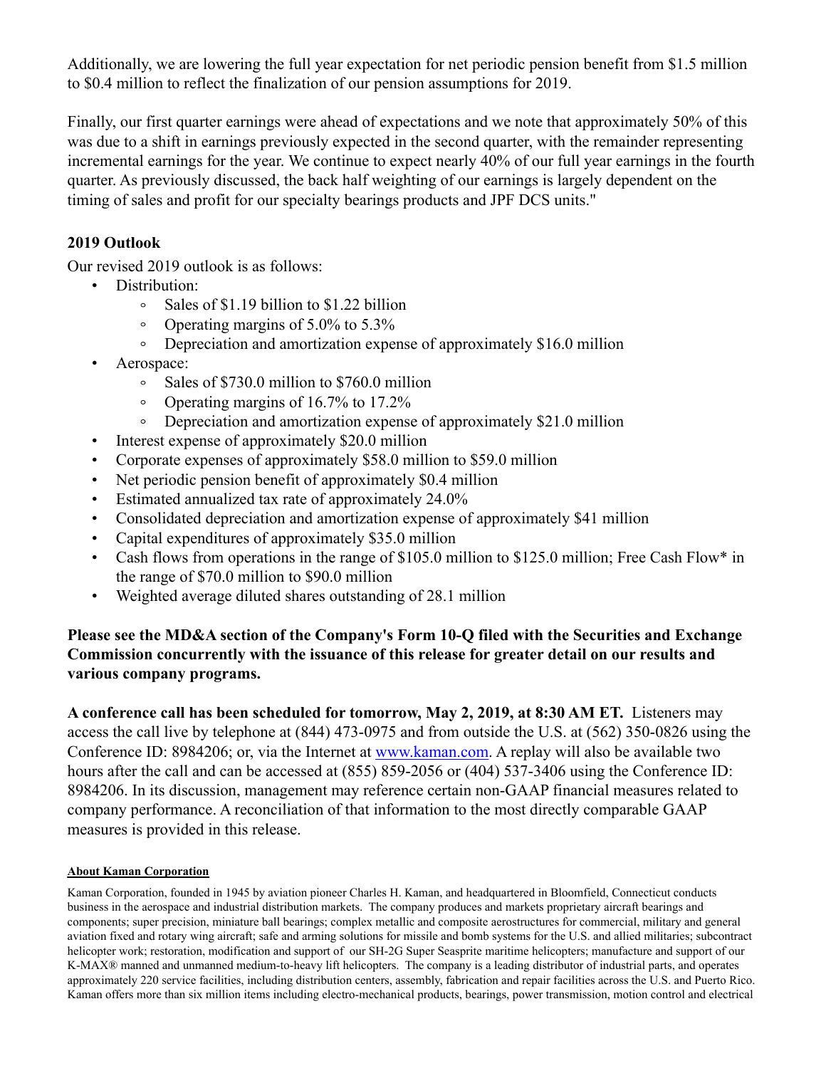Additionally, we are lowering the full year expectation for net periodic pension benefit from $1.5 million to $0.4 million to reflect the finalization of our pension assumptions for 2019.

Finally, our first quarter earnings were ahead of expectations and we note that approximately 50% of this was due to a shift in earnings previously expected in the second quarter, with the remainder representing incremental earnings for the year. We continue to expect nearly 40% of our full year earnings in the fourth quarter. As previously discussed, the back half weighting of our earnings is largely dependent on the timing of sales and profit for our specialty bearings products and JPF DCS units."

**2019 Outlook**

Our revised 2019 outlook is as follows:

- Distribution:
    - Sales of $1.19 billion to $1.22 billion
    - Operating margins of 5.0% to 5.3%
    - Depreciation and amortization expense of approximately $16.0 million
- Aerospace:
    - Sales of $730.0 million to $760.0 million
    - Operating margins of 16.7% to 17.2%
    - Depreciation and amortization expense of approximately $21.0 million
- Interest expense of approximately $20.0 million
- Corporate expenses of approximately $58.0 million to $59.0 million
- Net periodic pension benefit of approximately $0.4 million
- Estimated annualized tax rate of approximately 24.0%
- Consolidated depreciation and amortization expense of approximately $41 million
- Capital expenditures of approximately $35.0 million
- Cash flows from operations in the range of $105.0 million to $125.0 million; Free Cash Flow* in the range of $70.0 million to $90.0 million
- Weighted average diluted shares outstanding of 28.1 million

**Please see the MD&A section of the Company's Form 10-Q filed with the Securities and Exchange Commission concurrently with the issuance of this release for greater detail on our results and various company programs.**

**A conference call has been scheduled for tomorrow, May 2, 2019, at 8:30 AM ET.** Listeners may access the call live by telephone at (844) 473-0975 and from outside the U.S. at (562) 350-0826 using the Conference ID: 8984206; or, via the Internet at [www.kaman.com](www.kaman.com). A replay will also be available two hours after the call and can be accessed at (855) 859-2056 or (404) 537-3406 using the Conference ID: 8984206. In its discussion, management may reference certain non-GAAP financial measures related to company performance. A reconciliation of that information to the most directly comparable GAAP measures is provided in this release.

**About Kaman Corporation**

Kaman Corporation, founded in 1945 by aviation pioneer Charles H. Kaman, and headquartered in Bloomfield, Connecticut conducts business in the aerospace and industrial distribution markets. The company produces and markets proprietary aircraft bearings and components; super precision, miniature ball bearings; complex metallic and composite aerostructures for commercial, military and general aviation fixed and rotary wing aircraft; safe and arming solutions for missile and bomb systems for the U.S. and allied militaries; subcontract helicopter work; restoration, modification and support of our SH-2G Super Seasprite maritime helicopters; manufacture and support of our K-MAX® manned and unmanned medium-to-heavy lift helicopters. The company is a leading distributor of industrial parts, and operates approximately 220 service facilities, including distribution centers, assembly, fabrication and repair facilities across the U.S. and Puerto Rico. Kaman offers more than six million items including electro-mechanical products, bearings, power transmission, motion control and electrical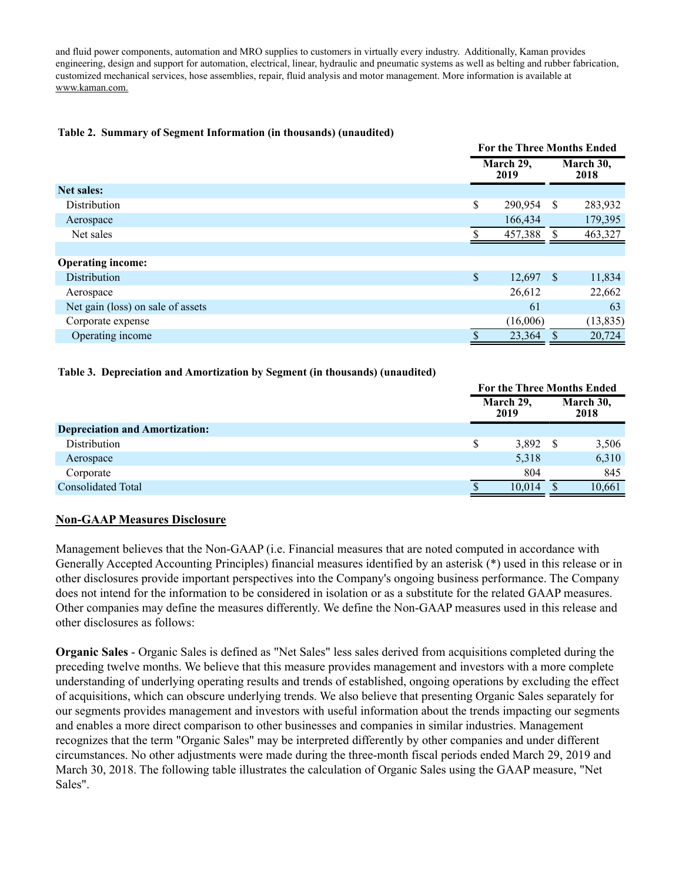and fluid power components, automation and MRO supplies to customers in virtually every industry. Additionally, Kaman provides engineering, design and support for automation, electrical, linear, hydraulic and pneumatic systems as well as belting and rubber fabrication, customized mechanical services, hose assemblies, repair, fluid analysis and motor management. More information is available at www.kaman.com.

**Table 2. Summary of Segment Information (in thousands) (unaudited)**

| | For the Three Months Ended | |
|---|---|---|
| | March 29, 2019 | March 30, 2018 |
| **Net sales:** | | |
| Distribution | $ 290,954 | $ 283,932 |
| Aerospace | 166,434 | 179,395 |
| Net sales | $ 457,388 | $ 463,327 |
| | | |
| **Operating income:** | | |
| Distribution | $ 12,697 | $ 11,834 |
| Aerospace | 26,612 | 22,662 |
| Net gain (loss) on sale of assets | 61 | 63 |
| Corporate expense | (16,006) | (13,835) |
| Operating income | $ 23,364 | $ 20,724 |

**Table 3. Depreciation and Amortization by Segment (in thousands) (unaudited)**

| | For the Three Months Ended | |
|---|---|---|
| | March 29, 2019 | March 30, 2018 |
| **Depreciation and Amortization:** | | |
| Distribution | $ 3,892 | $ 3,506 |
| Aerospace | 5,318 | 6,310 |
| Corporate | 804 | 845 |
| Consolidated Total | $ 10,014 | $ 10,661 |

## Non-GAAP Measures Disclosure

Management believes that the Non-GAAP (i.e. Financial measures that are noted computed in accordance with Generally Accepted Accounting Principles) financial measures identified by an asterisk (*) used in this release or in other disclosures provide important perspectives into the Company's ongoing business performance. The Company does not intend for the information to be considered in isolation or as a substitute for the related GAAP measures. Other companies may define the measures differently. We define the Non-GAAP measures used in this release and other disclosures as follows:

**Organic Sales** - Organic Sales is defined as "Net Sales" less sales derived from acquisitions completed during the preceding twelve months. We believe that this measure provides management and investors with a more complete understanding of underlying operating results and trends of established, ongoing operations by excluding the effect of acquisitions, which can obscure underlying trends. We also believe that presenting Organic Sales separately for our segments provides management and investors with useful information about the trends impacting our segments and enables a more direct comparison to other businesses and companies in similar industries. Management recognizes that the term "Organic Sales" may be interpreted differently by other companies and under different circumstances. No other adjustments were made during the three-month fiscal periods ended March 29, 2019 and March 30, 2018. The following table illustrates the calculation of Organic Sales using the GAAP measure, "Net Sales".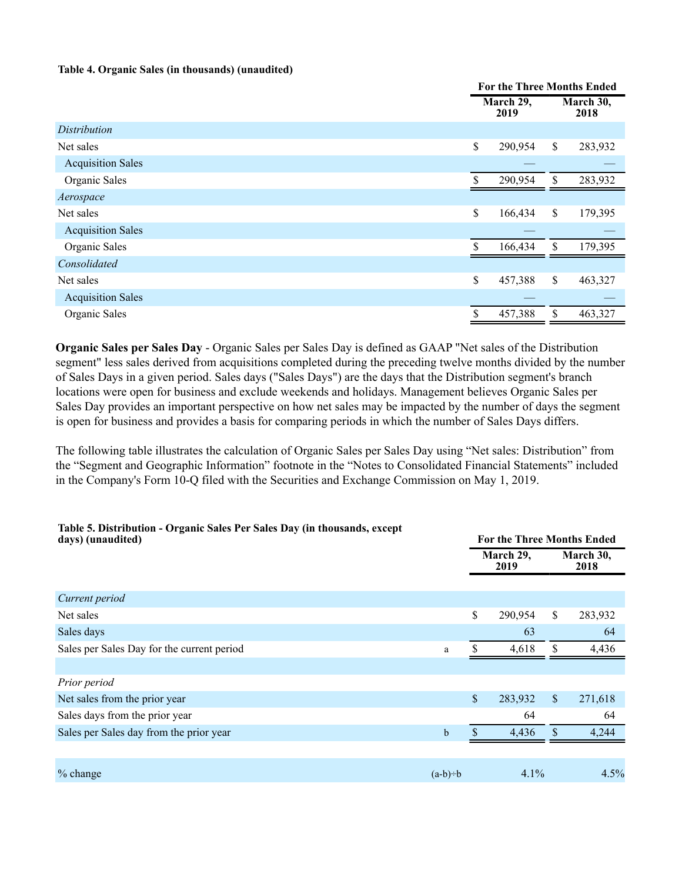**Table 4. Organic Sales (in thousands) (unaudited)**

| | For the Three Months Ended | |
|---|---|---|
| | March 29, 2019 | March 30, 2018 |
| *Distribution* | | |
| Net sales | $ 290,954 | $ 283,932 |
| Acquisition Sales | — | — |
| Organic Sales | $ 290,954 | $ 283,932 |
| *Aerospace* | | |
| Net sales | $ 166,434 | $ 179,395 |
| Acquisition Sales | — | — |
| Organic Sales | $ 166,434 | $ 179,395 |
| *Consolidated* | | |
| Net sales | $ 457,388 | $ 463,327 |
| Acquisition Sales | — | — |
| Organic Sales | $ 457,388 | $ 463,327 |

**Organic Sales per Sales Day** - Organic Sales per Sales Day is defined as GAAP "Net sales of the Distribution segment" less sales derived from acquisitions completed during the preceding twelve months divided by the number of Sales Days in a given period. Sales days ("Sales Days") are the days that the Distribution segment's branch locations were open for business and exclude weekends and holidays. Management believes Organic Sales per Sales Day provides an important perspective on how net sales may be impacted by the number of days the segment is open for business and provides a basis for comparing periods in which the number of Sales Days differs.

The following table illustrates the calculation of Organic Sales per Sales Day using "Net sales: Distribution" from the "Segment and Geographic Information" footnote in the "Notes to Consolidated Financial Statements" included in the Company's Form 10-Q filed with the Securities and Exchange Commission on May 1, 2019.

**Table 5. Distribution - Organic Sales Per Sales Day (in thousands, except days) (unaudited)**

| | | For the Three Months Ended | |
|---|---|---|---|
| | | March 29, 2019 | March 30, 2018 |
| *Current period* | | | |
| Net sales | | $ 290,954 | $ 283,932 |
| Sales days | | 63 | 64 |
| Sales per Sales Day for the current period | a | $ 4,618 | $ 4,436 |
| | | | |
| *Prior period* | | | |
| Net sales from the prior year | | $ 283,932 | $ 271,618 |
| Sales days from the prior year | | 64 | 64 |
| Sales per Sales day from the prior year | b | $ 4,436 | $ 4,244 |
| | | | |
| % change | (a-b)÷b | 4.1% | 4.5% |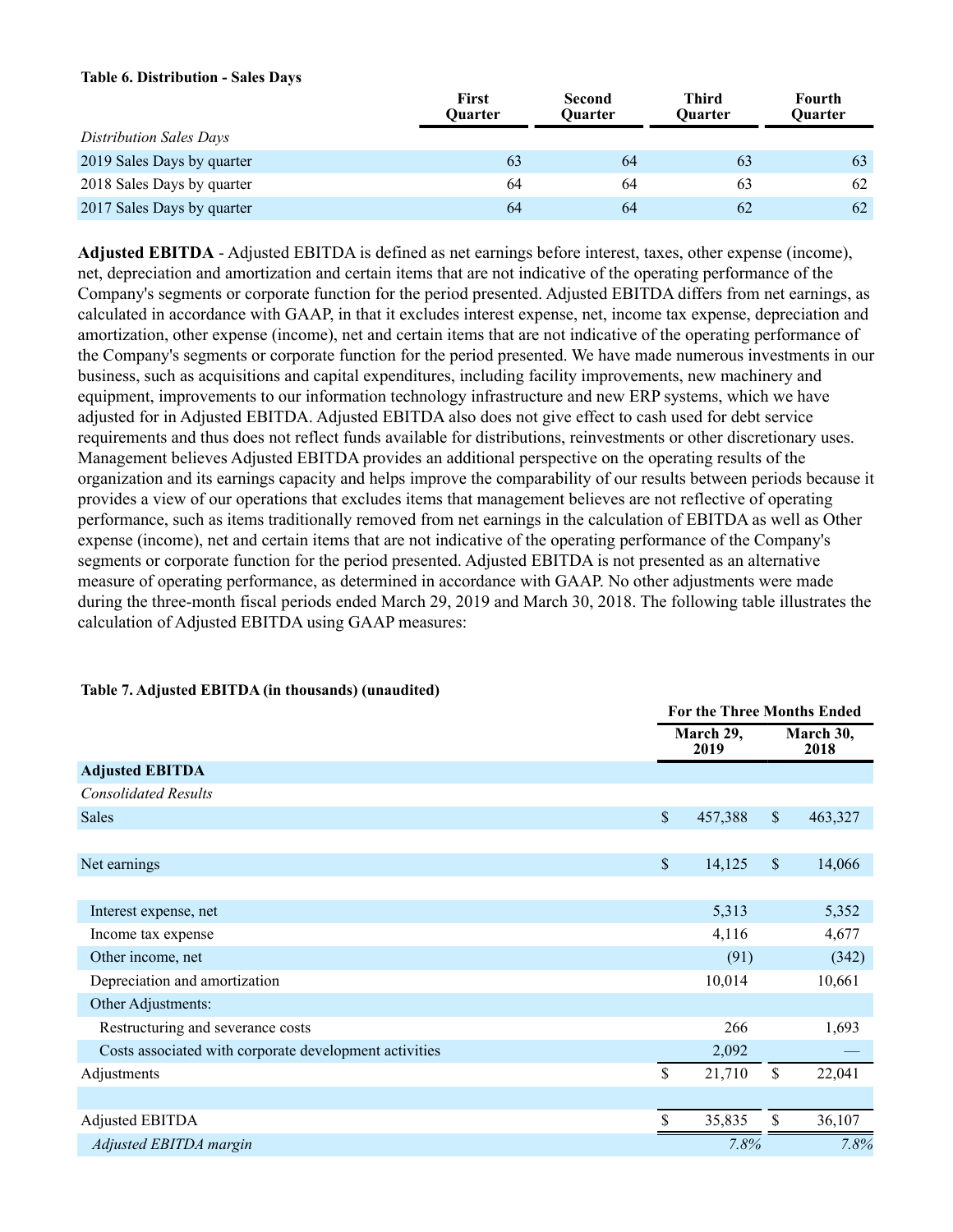**Table 6. Distribution - Sales Days**

| | First Quarter | Second Quarter | Third Quarter | Fourth Quarter |
|---|---|---|---|---|
| *Distribution Sales Days* | | | | |
| 2019 Sales Days by quarter | 63 | 64 | 63 | 63 |
| 2018 Sales Days by quarter | 64 | 64 | 63 | 62 |
| 2017 Sales Days by quarter | 64 | 64 | 62 | 62 |

**Adjusted EBITDA** - Adjusted EBITDA is defined as net earnings before interest, taxes, other expense (income), net, depreciation and amortization and certain items that are not indicative of the operating performance of the Company's segments or corporate function for the period presented. Adjusted EBITDA differs from net earnings, as calculated in accordance with GAAP, in that it excludes interest expense, net, income tax expense, depreciation and amortization, other expense (income), net and certain items that are not indicative of the operating performance of the Company's segments or corporate function for the period presented. We have made numerous investments in our business, such as acquisitions and capital expenditures, including facility improvements, new machinery and equipment, improvements to our information technology infrastructure and new ERP systems, which we have adjusted for in Adjusted EBITDA. Adjusted EBITDA also does not give effect to cash used for debt service requirements and thus does not reflect funds available for distributions, reinvestments or other discretionary uses. Management believes Adjusted EBITDA provides an additional perspective on the operating results of the organization and its earnings capacity and helps improve the comparability of our results between periods because it provides a view of our operations that excludes items that management believes are not reflective of operating performance, such as items traditionally removed from net earnings in the calculation of EBITDA as well as Other expense (income), net and certain items that are not indicative of the operating performance of the Company's segments or corporate function for the period presented. Adjusted EBITDA is not presented as an alternative measure of operating performance, as determined in accordance with GAAP. No other adjustments were made during the three-month fiscal periods ended March 29, 2019 and March 30, 2018. The following table illustrates the calculation of Adjusted EBITDA using GAAP measures:

**Table 7. Adjusted EBITDA (in thousands) (unaudited)**

| | For the Three Months Ended | |
|---|---|---|
| | March 29, 2019 | March 30, 2018 |
| **Adjusted EBITDA** | | |
| *Consolidated Results* | | |
| Sales | $ 457,388 | $ 463,327 |
| | | |
| Net earnings | $ 14,125 | $ 14,066 |
| | | |
| Interest expense, net | 5,313 | 5,352 |
| Income tax expense | 4,116 | 4,677 |
| Other income, net | (91) | (342) |
| Depreciation and amortization | 10,014 | 10,661 |
| Other Adjustments: | | |
| Restructuring and severance costs | 266 | 1,693 |
| Costs associated with corporate development activities | 2,092 | — |
| Adjustments | $ 21,710 | $ 22,041 |
| | | |
| Adjusted EBITDA | $ 35,835 | $ 36,107 |
| *Adjusted EBITDA margin* | *7.8%* | *7.8%* |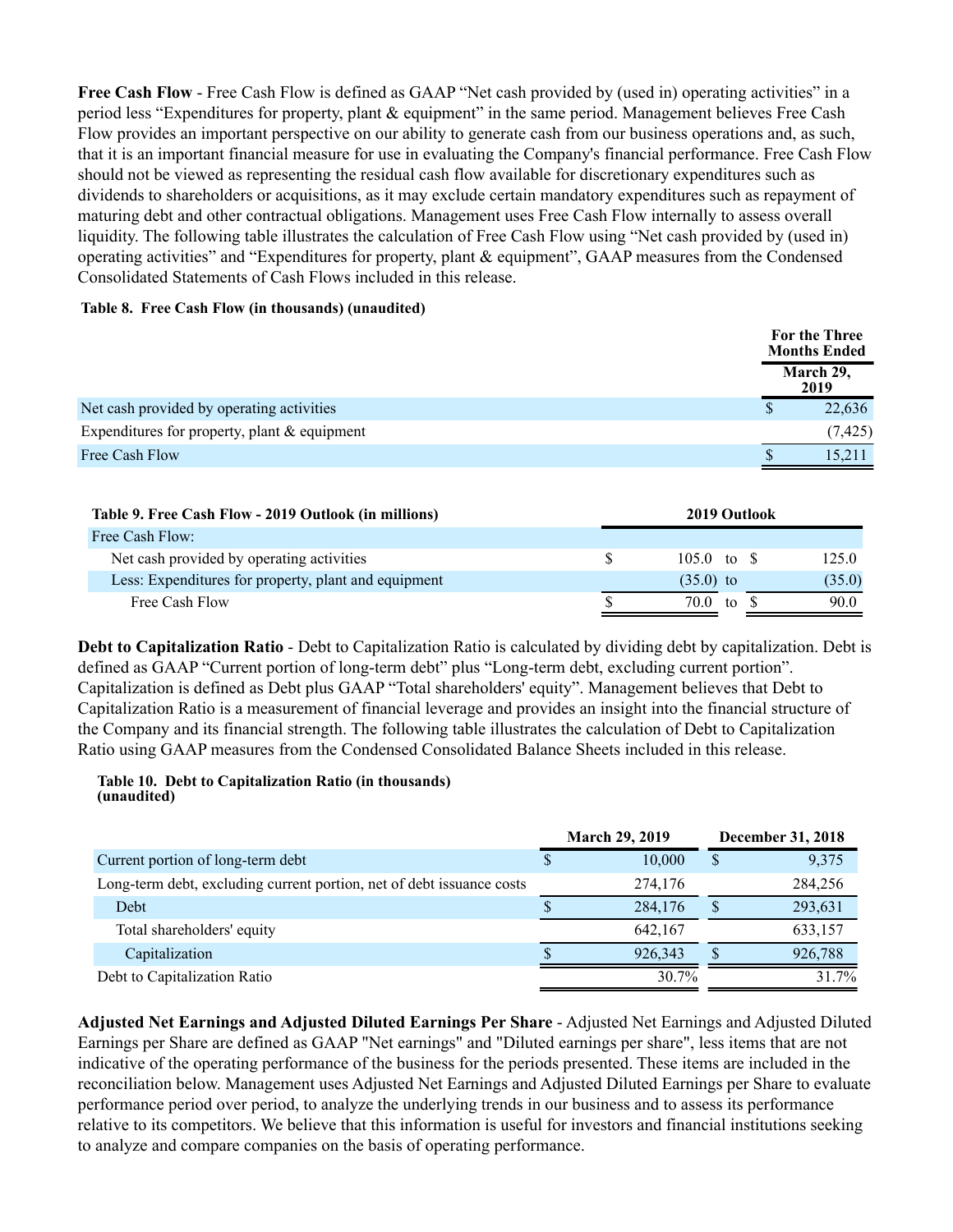**Free Cash Flow** - Free Cash Flow is defined as GAAP "Net cash provided by (used in) operating activities" in a period less "Expenditures for property, plant & equipment" in the same period. Management believes Free Cash Flow provides an important perspective on our ability to generate cash from our business operations and, as such, that it is an important financial measure for use in evaluating the Company's financial performance. Free Cash Flow should not be viewed as representing the residual cash flow available for discretionary expenditures such as dividends to shareholders or acquisitions, as it may exclude certain mandatory expenditures such as repayment of maturing debt and other contractual obligations. Management uses Free Cash Flow internally to assess overall liquidity. The following table illustrates the calculation of Free Cash Flow using "Net cash provided by (used in) operating activities" and "Expenditures for property, plant & equipment", GAAP measures from the Condensed Consolidated Statements of Cash Flows included in this release.

**Table 8. Free Cash Flow (in thousands) (unaudited)**

| | For the Three Months Ended March 29, 2019 |
|---|---|
| Net cash provided by operating activities | $ 22,636 |
| Expenditures for property, plant & equipment | (7,425) |
| Free Cash Flow | $ 15,211 |

| Table 9. Free Cash Flow - 2019 Outlook (in millions) | 2019 Outlook | | |
|---|---|---|---|
| Free Cash Flow: | | | |
| Net cash provided by operating activities | $ 105.0 | to | $ 125.0 |
| Less: Expenditures for property, plant and equipment | (35.0) | to | (35.0) |
| Free Cash Flow | $ 70.0 | to | $ 90.0 |

**Debt to Capitalization Ratio** - Debt to Capitalization Ratio is calculated by dividing debt by capitalization. Debt is defined as GAAP "Current portion of long-term debt" plus "Long-term debt, excluding current portion". Capitalization is defined as Debt plus GAAP "Total shareholders' equity". Management believes that Debt to Capitalization Ratio is a measurement of financial leverage and provides an insight into the financial structure of the Company and its financial strength. The following table illustrates the calculation of Debt to Capitalization Ratio using GAAP measures from the Condensed Consolidated Balance Sheets included in this release.

**Table 10. Debt to Capitalization Ratio (in thousands) (unaudited)**

| | March 29, 2019 | December 31, 2018 |
|---|---|---|
| Current portion of long-term debt | $ 10,000 | $ 9,375 |
| Long-term debt, excluding current portion, net of debt issuance costs | 274,176 | 284,256 |
| Debt | $ 284,176 | $ 293,631 |
| Total shareholders' equity | 642,167 | 633,157 |
| Capitalization | $ 926,343 | $ 926,788 |
| Debt to Capitalization Ratio | 30.7% | 31.7% |

**Adjusted Net Earnings and Adjusted Diluted Earnings Per Share** - Adjusted Net Earnings and Adjusted Diluted Earnings per Share are defined as GAAP "Net earnings" and "Diluted earnings per share", less items that are not indicative of the operating performance of the business for the periods presented. These items are included in the reconciliation below. Management uses Adjusted Net Earnings and Adjusted Diluted Earnings per Share to evaluate performance period over period, to analyze the underlying trends in our business and to assess its performance relative to its competitors. We believe that this information is useful for investors and financial institutions seeking to analyze and compare companies on the basis of operating performance.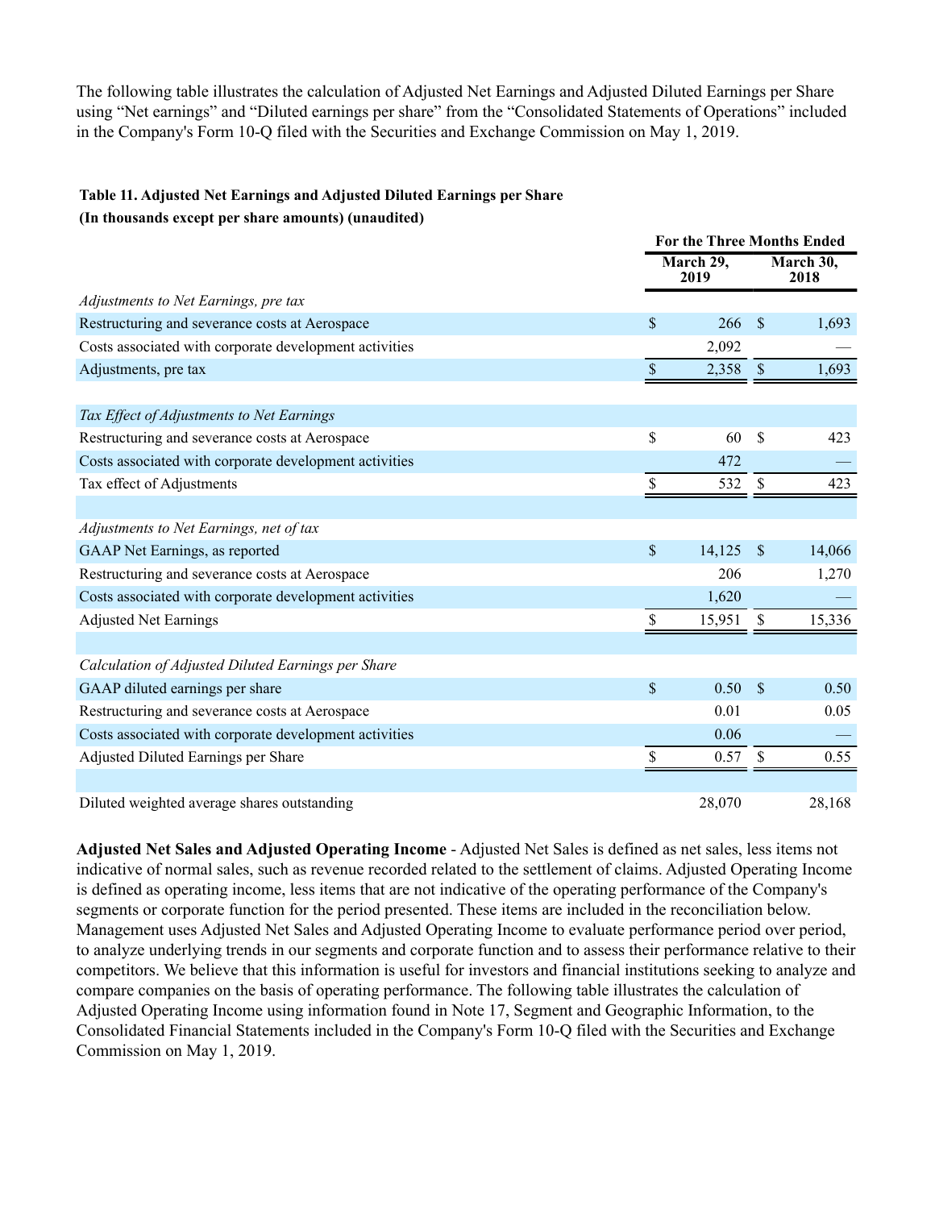The following table illustrates the calculation of Adjusted Net Earnings and Adjusted Diluted Earnings per Share using "Net earnings" and "Diluted earnings per share" from the "Consolidated Statements of Operations" included in the Company's Form 10-Q filed with the Securities and Exchange Commission on May 1, 2019.

**Table 11. Adjusted Net Earnings and Adjusted Diluted Earnings per Share**
**(In thousands except per share amounts) (unaudited)**

| | For the Three Months Ended | |
|---|---|---|
| | March 29, 2019 | March 30, 2018 |
| *Adjustments to Net Earnings, pre tax* | | |
| Restructuring and severance costs at Aerospace | $ 266 | $ 1,693 |
| Costs associated with corporate development activities | 2,092 | — |
| Adjustments, pre tax | $ 2,358 | $ 1,693 |
| | | |
| *Tax Effect of Adjustments to Net Earnings* | | |
| Restructuring and severance costs at Aerospace | $ 60 | $ 423 |
| Costs associated with corporate development activities | 472 | — |
| Tax effect of Adjustments | $ 532 | $ 423 |
| | | |
| *Adjustments to Net Earnings, net of tax* | | |
| GAAP Net Earnings, as reported | $ 14,125 | $ 14,066 |
| Restructuring and severance costs at Aerospace | 206 | 1,270 |
| Costs associated with corporate development activities | 1,620 | — |
| Adjusted Net Earnings | $ 15,951 | $ 15,336 |
| | | |
| *Calculation of Adjusted Diluted Earnings per Share* | | |
| GAAP diluted earnings per share | $ 0.50 | $ 0.50 |
| Restructuring and severance costs at Aerospace | 0.01 | 0.05 |
| Costs associated with corporate development activities | 0.06 | — |
| Adjusted Diluted Earnings per Share | $ 0.57 | $ 0.55 |
| | | |
| Diluted weighted average shares outstanding | 28,070 | 28,168 |

**Adjusted Net Sales and Adjusted Operating Income** - Adjusted Net Sales is defined as net sales, less items not indicative of normal sales, such as revenue recorded related to the settlement of claims. Adjusted Operating Income is defined as operating income, less items that are not indicative of the operating performance of the Company's segments or corporate function for the period presented. These items are included in the reconciliation below. Management uses Adjusted Net Sales and Adjusted Operating Income to evaluate performance period over period, to analyze underlying trends in our segments and corporate function and to assess their performance relative to their competitors. We believe that this information is useful for investors and financial institutions seeking to analyze and compare companies on the basis of operating performance. The following table illustrates the calculation of Adjusted Operating Income using information found in Note 17, Segment and Geographic Information, to the Consolidated Financial Statements included in the Company's Form 10-Q filed with the Securities and Exchange Commission on May 1, 2019.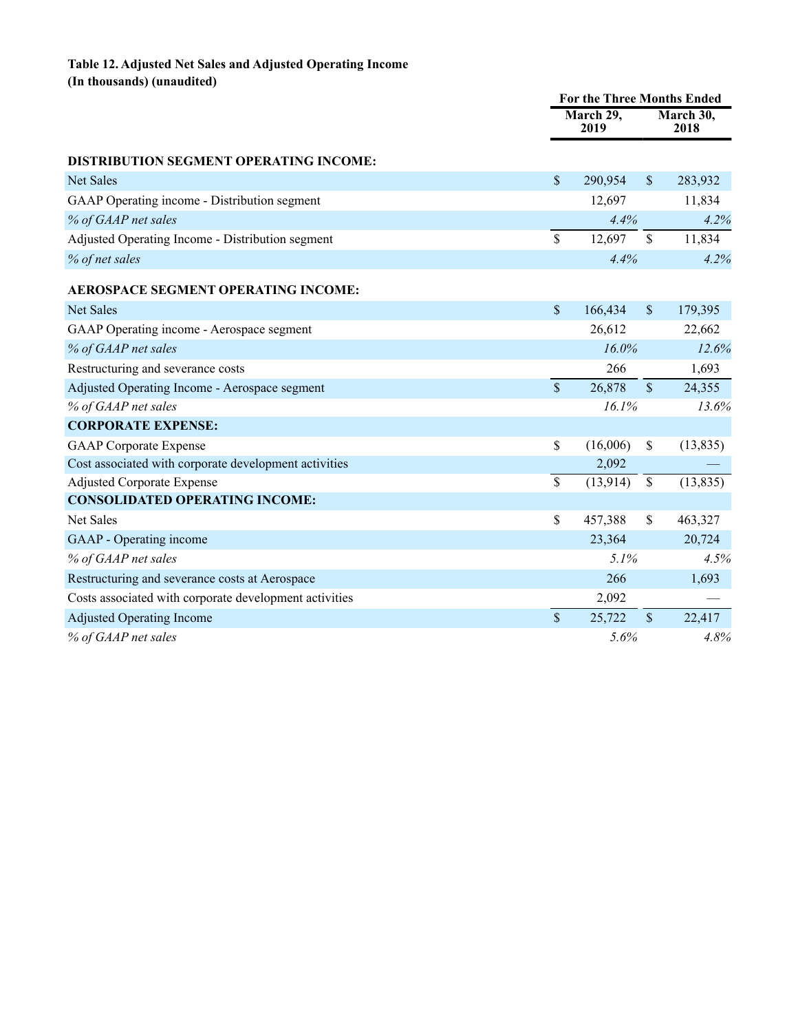**Table 12. Adjusted Net Sales and Adjusted Operating Income**
**(In thousands) (unaudited)**

| | For the Three Months Ended | |
|---|---|---|
| | March 29, 2019 | March 30, 2018 |
| **DISTRIBUTION SEGMENT OPERATING INCOME:** | | |
| Net Sales | $ 290,954 | $ 283,932 |
| GAAP Operating income - Distribution segment | 12,697 | 11,834 |
| *% of GAAP net sales* | *4.4%* | *4.2%* |
| Adjusted Operating Income - Distribution segment | $ 12,697 | $ 11,834 |
| *% of net sales* | *4.4%* | *4.2%* |
| **AEROSPACE SEGMENT OPERATING INCOME:** | | |
| Net Sales | $ 166,434 | $ 179,395 |
| GAAP Operating income - Aerospace segment | 26,612 | 22,662 |
| *% of GAAP net sales* | *16.0%* | *12.6%* |
| Restructuring and severance costs | 266 | 1,693 |
| Adjusted Operating Income - Aerospace segment | $ 26,878 | $ 24,355 |
| *% of GAAP net sales* | *16.1%* | *13.6%* |
| **CORPORATE EXPENSE:** | | |
| GAAP Corporate Expense | $ (16,006) | $ (13,835) |
| Cost associated with corporate development activities | 2,092 | — |
| Adjusted Corporate Expense | $ (13,914) | $ (13,835) |
| **CONSOLIDATED OPERATING INCOME:** | | |
| Net Sales | $ 457,388 | $ 463,327 |
| GAAP - Operating income | 23,364 | 20,724 |
| *% of GAAP net sales* | *5.1%* | *4.5%* |
| Restructuring and severance costs at Aerospace | 266 | 1,693 |
| Costs associated with corporate development activities | 2,092 | — |
| Adjusted Operating Income | $ 25,722 | $ 22,417 |
| *% of GAAP net sales* | *5.6%* | *4.8%* |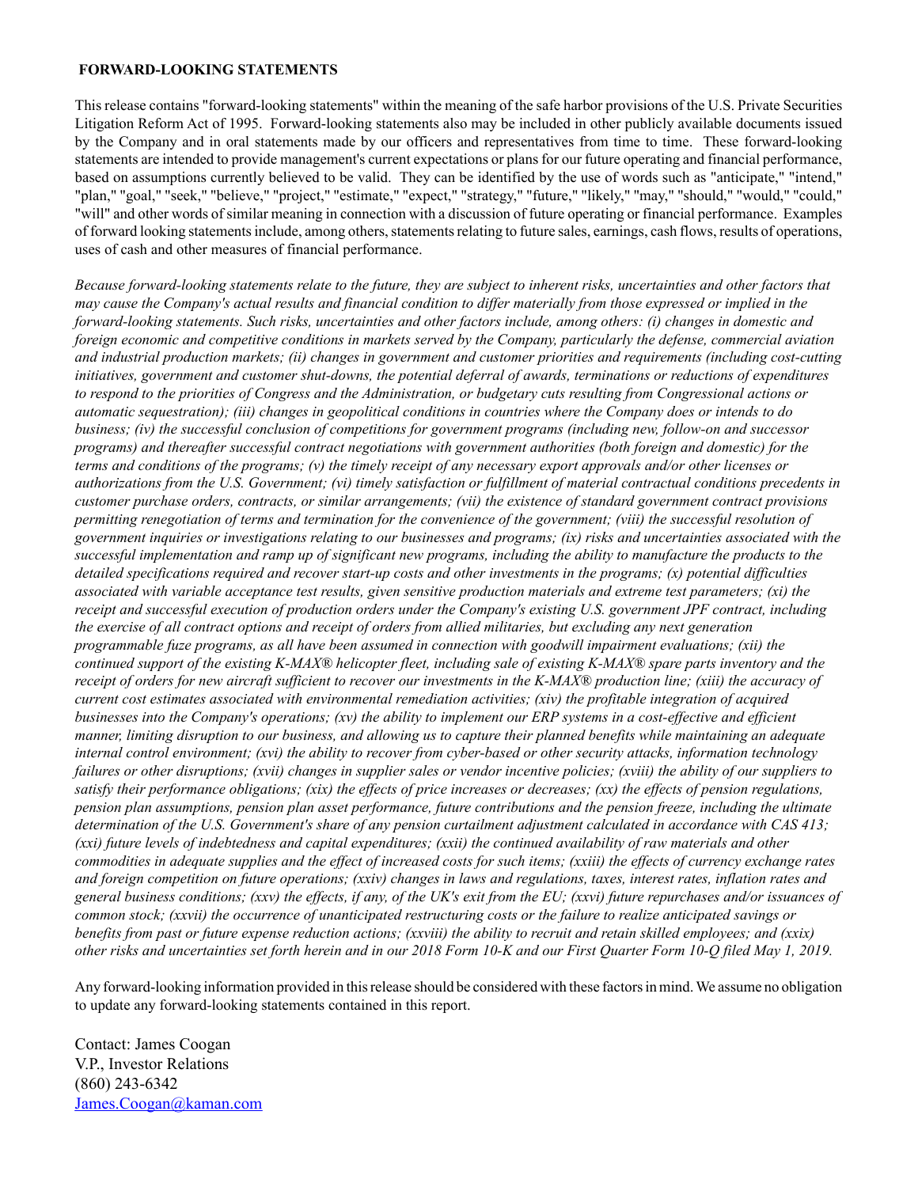**FORWARD-LOOKING STATEMENTS**

This release contains "forward-looking statements" within the meaning of the safe harbor provisions of the U.S. Private Securities Litigation Reform Act of 1995. Forward-looking statements also may be included in other publicly available documents issued by the Company and in oral statements made by our officers and representatives from time to time. These forward-looking statements are intended to provide management's current expectations or plans for our future operating and financial performance, based on assumptions currently believed to be valid. They can be identified by the use of words such as "anticipate," "intend," "plan," "goal," "seek," "believe," "project," "estimate," "expect," "strategy," "future," "likely," "may," "should," "would," "could," "will" and other words of similar meaning in connection with a discussion of future operating or financial performance. Examples of forward looking statements include, among others, statements relating to future sales, earnings, cash flows, results of operations, uses of cash and other measures of financial performance.

*Because forward-looking statements relate to the future, they are subject to inherent risks, uncertainties and other factors that may cause the Company's actual results and financial condition to differ materially from those expressed or implied in the forward-looking statements. Such risks, uncertainties and other factors include, among others: (i) changes in domestic and foreign economic and competitive conditions in markets served by the Company, particularly the defense, commercial aviation and industrial production markets; (ii) changes in government and customer priorities and requirements (including cost-cutting initiatives, government and customer shut-downs, the potential deferral of awards, terminations or reductions of expenditures to respond to the priorities of Congress and the Administration, or budgetary cuts resulting from Congressional actions or automatic sequestration); (iii) changes in geopolitical conditions in countries where the Company does or intends to do business; (iv) the successful conclusion of competitions for government programs (including new, follow-on and successor programs) and thereafter successful contract negotiations with government authorities (both foreign and domestic) for the terms and conditions of the programs; (v) the timely receipt of any necessary export approvals and/or other licenses or authorizations from the U.S. Government; (vi) timely satisfaction or fulfillment of material contractual conditions precedents in customer purchase orders, contracts, or similar arrangements; (vii) the existence of standard government contract provisions permitting renegotiation of terms and termination for the convenience of the government; (viii) the successful resolution of government inquiries or investigations relating to our businesses and programs; (ix) risks and uncertainties associated with the successful implementation and ramp up of significant new programs, including the ability to manufacture the products to the detailed specifications required and recover start-up costs and other investments in the programs; (x) potential difficulties associated with variable acceptance test results, given sensitive production materials and extreme test parameters; (xi) the receipt and successful execution of production orders under the Company's existing U.S. government JPF contract, including the exercise of all contract options and receipt of orders from allied militaries, but excluding any next generation programmable fuze programs, as all have been assumed in connection with goodwill impairment evaluations; (xii) the continued support of the existing K-MAX® helicopter fleet, including sale of existing K-MAX® spare parts inventory and the receipt of orders for new aircraft sufficient to recover our investments in the K-MAX® production line; (xiii) the accuracy of current cost estimates associated with environmental remediation activities; (xiv) the profitable integration of acquired businesses into the Company's operations; (xv) the ability to implement our ERP systems in a cost-effective and efficient manner, limiting disruption to our business, and allowing us to capture their planned benefits while maintaining an adequate internal control environment; (xvi) the ability to recover from cyber-based or other security attacks, information technology failures or other disruptions; (xvii) changes in supplier sales or vendor incentive policies; (xviii) the ability of our suppliers to satisfy their performance obligations; (xix) the effects of price increases or decreases; (xx) the effects of pension regulations, pension plan assumptions, pension plan asset performance, future contributions and the pension freeze, including the ultimate determination of the U.S. Government's share of any pension curtailment adjustment calculated in accordance with CAS 413; (xxi) future levels of indebtedness and capital expenditures; (xxii) the continued availability of raw materials and other commodities in adequate supplies and the effect of increased costs for such items; (xxiii) the effects of currency exchange rates and foreign competition on future operations; (xxiv) changes in laws and regulations, taxes, interest rates, inflation rates and general business conditions; (xxv) the effects, if any, of the UK's exit from the EU; (xxvi) future repurchases and/or issuances of common stock; (xxvii) the occurrence of unanticipated restructuring costs or the failure to realize anticipated savings or benefits from past or future expense reduction actions; (xxviii) the ability to recruit and retain skilled employees; and (xxix) other risks and uncertainties set forth herein and in our 2018 Form 10-K and our First Quarter Form 10-Q filed May 1, 2019.*

Any forward-looking information provided in this release should be considered with these factors in mind. We assume no obligation to update any forward-looking statements contained in this report.

Contact: James Coogan
V.P., Investor Relations
(860) 243-6342
James.Coogan@kaman.com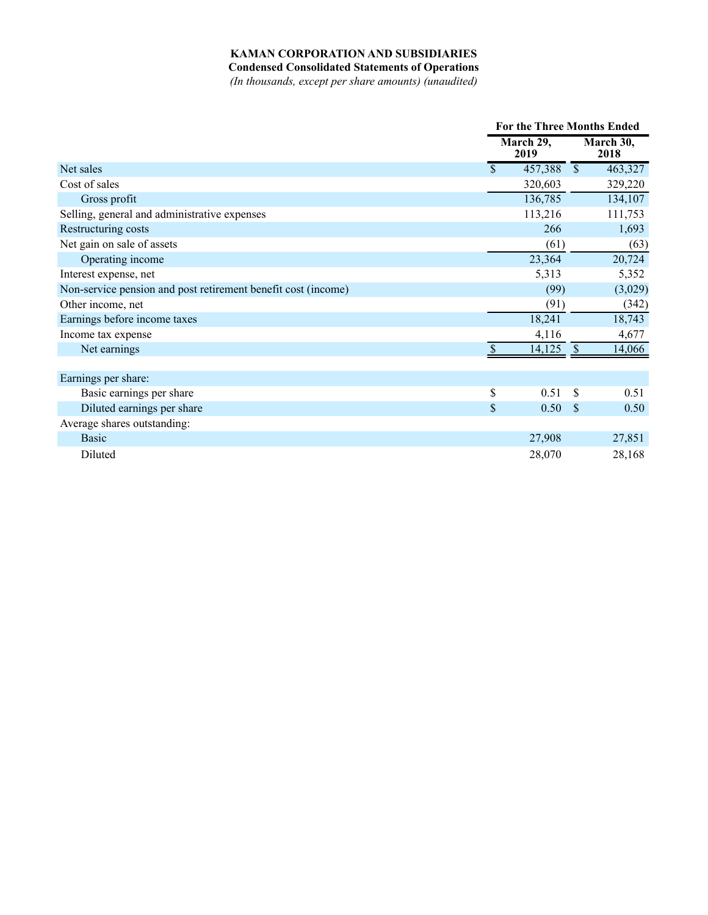**KAMAN CORPORATION AND SUBSIDIARIES**

**Condensed Consolidated Statements of Operations**

*(In thousands, except per share amounts) (unaudited)*

| | For the Three Months Ended | |
|---|---|---|
| | March 29, 2019 | March 30, 2018 |
| Net sales | $ 457,388 | $ 463,327 |
| Cost of sales | 320,603 | 329,220 |
| Gross profit | 136,785 | 134,107 |
| Selling, general and administrative expenses | 113,216 | 111,753 |
| Restructuring costs | 266 | 1,693 |
| Net gain on sale of assets | (61) | (63) |
| Operating income | 23,364 | 20,724 |
| Interest expense, net | 5,313 | 5,352 |
| Non-service pension and post retirement benefit cost (income) | (99) | (3,029) |
| Other income, net | (91) | (342) |
| Earnings before income taxes | 18,241 | 18,743 |
| Income tax expense | 4,116 | 4,677 |
| Net earnings | $ 14,125 | $ 14,066 |
| | | |
| Earnings per share: | | |
| Basic earnings per share | $ 0.51 | $ 0.51 |
| Diluted earnings per share | $ 0.50 | $ 0.50 |
| Average shares outstanding: | | |
| Basic | 27,908 | 27,851 |
| Diluted | 28,070 | 28,168 |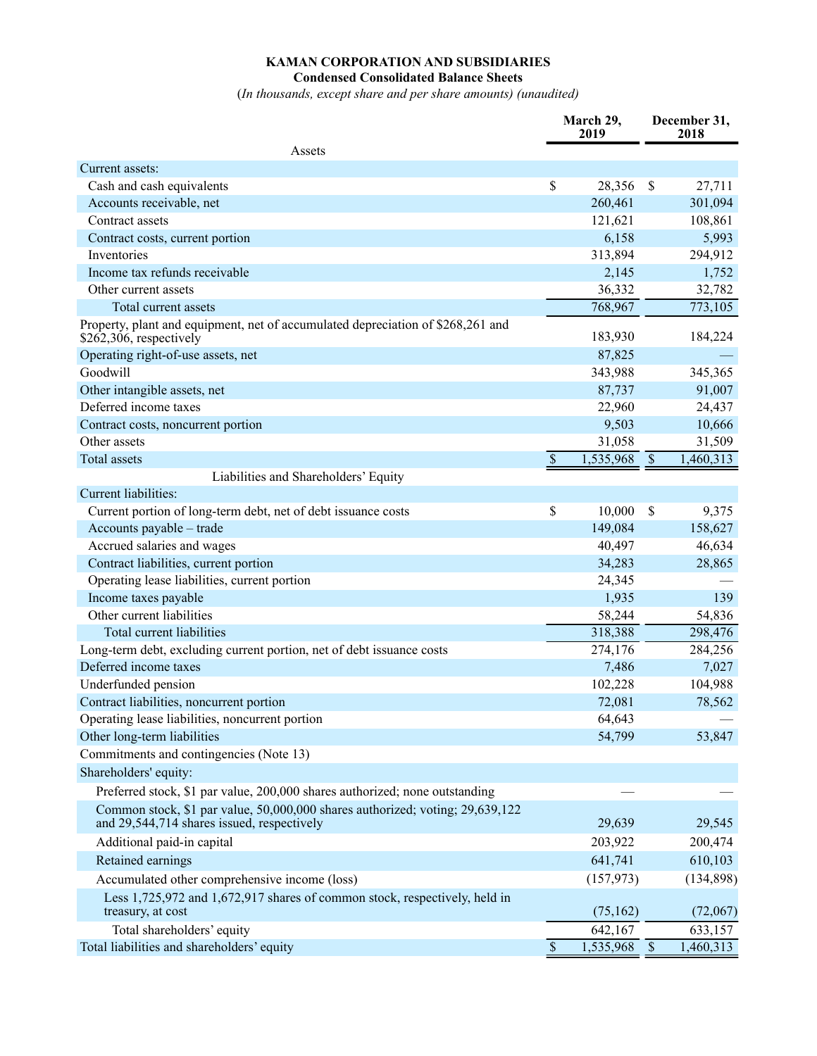**KAMAN CORPORATION AND SUBSIDIARIES**
**Condensed Consolidated Balance Sheets**
(*In thousands, except share and per share amounts) (unaudited)*

| | March 29, 2019 | December 31, 2018 |
|---|---|---|
| **Assets** | | |
| Current assets: | | |
| Cash and cash equivalents | $ 28,356 | $ 27,711 |
| Accounts receivable, net | 260,461 | 301,094 |
| Contract assets | 121,621 | 108,861 |
| Contract costs, current portion | 6,158 | 5,993 |
| Inventories | 313,894 | 294,912 |
| Income tax refunds receivable | 2,145 | 1,752 |
| Other current assets | 36,332 | 32,782 |
| Total current assets | 768,967 | 773,105 |
| Property, plant and equipment, net of accumulated depreciation of $268,261 and $262,306, respectively | 183,930 | 184,224 |
| Operating right-of-use assets, net | 87,825 | — |
| Goodwill | 343,988 | 345,365 |
| Other intangible assets, net | 87,737 | 91,007 |
| Deferred income taxes | 22,960 | 24,437 |
| Contract costs, noncurrent portion | 9,503 | 10,666 |
| Other assets | 31,058 | 31,509 |
| Total assets | $ 1,535,968 | $ 1,460,313 |
| **Liabilities and Shareholders' Equity** | | |
| Current liabilities: | | |
| Current portion of long-term debt, net of debt issuance costs | $ 10,000 | $ 9,375 |
| Accounts payable – trade | 149,084 | 158,627 |
| Accrued salaries and wages | 40,497 | 46,634 |
| Contract liabilities, current portion | 34,283 | 28,865 |
| Operating lease liabilities, current portion | 24,345 | — |
| Income taxes payable | 1,935 | 139 |
| Other current liabilities | 58,244 | 54,836 |
| Total current liabilities | 318,388 | 298,476 |
| Long-term debt, excluding current portion, net of debt issuance costs | 274,176 | 284,256 |
| Deferred income taxes | 7,486 | 7,027 |
| Underfunded pension | 102,228 | 104,988 |
| Contract liabilities, noncurrent portion | 72,081 | 78,562 |
| Operating lease liabilities, noncurrent portion | 64,643 | — |
| Other long-term liabilities | 54,799 | 53,847 |
| Commitments and contingencies (Note 13) | | |
| Shareholders' equity: | | |
| Preferred stock, $1 par value, 200,000 shares authorized; none outstanding | — | — |
| Common stock, $1 par value, 50,000,000 shares authorized; voting; 29,639,122 and 29,544,714 shares issued, respectively | 29,639 | 29,545 |
| Additional paid-in capital | 203,922 | 200,474 |
| Retained earnings | 641,741 | 610,103 |
| Accumulated other comprehensive income (loss) | (157,973) | (134,898) |
| Less 1,725,972 and 1,672,917 shares of common stock, respectively, held in treasury, at cost | (75,162) | (72,067) |
| Total shareholders' equity | 642,167 | 633,157 |
| Total liabilities and shareholders' equity | $ 1,535,968 | $ 1,460,313 |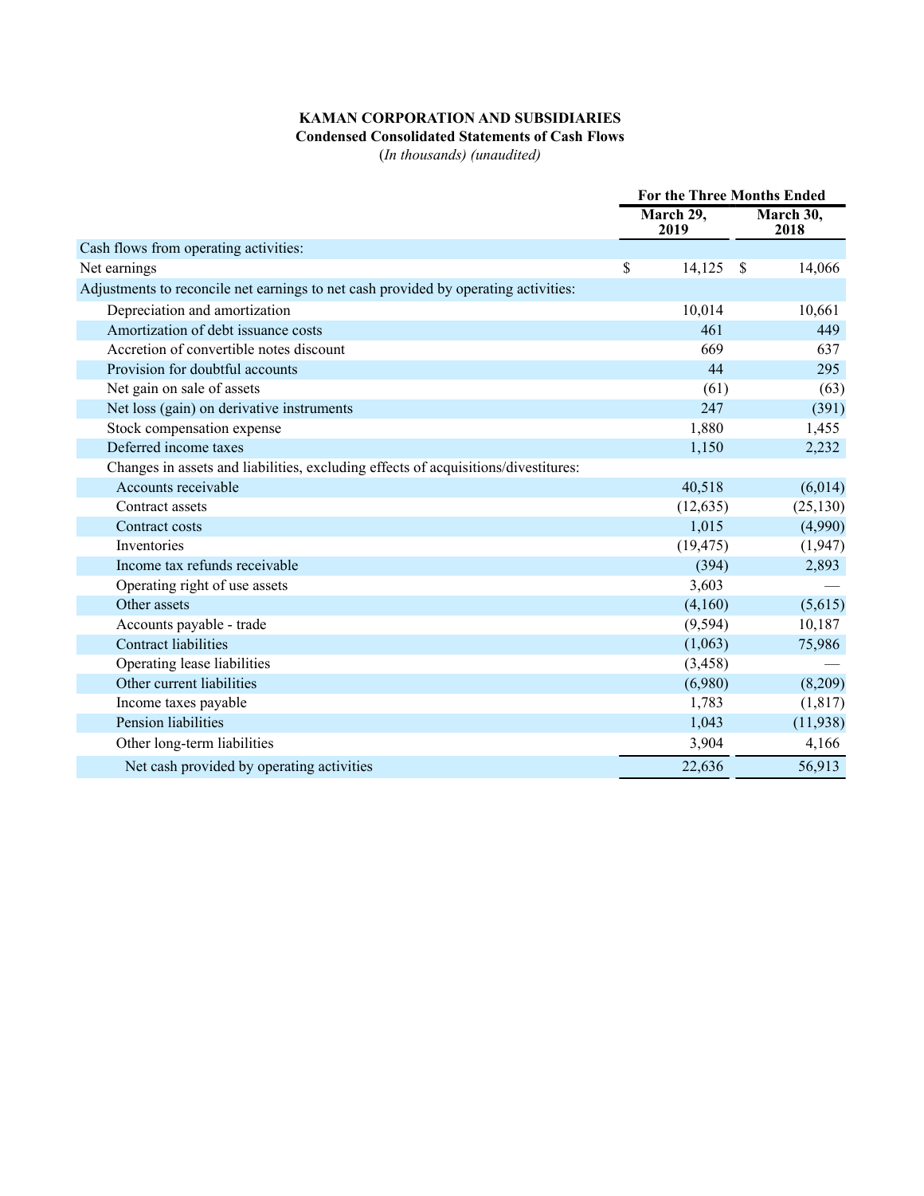**KAMAN CORPORATION AND SUBSIDIARIES**
**Condensed Consolidated Statements of Cash Flows**
(*In thousands) (unaudited)*

| | For the Three Months Ended | |
|---|---|---|
| | March 29, 2019 | March 30, 2018 |
| Cash flows from operating activities: | | |
| Net earnings | $ 14,125 | $ 14,066 |
| Adjustments to reconcile net earnings to net cash provided by operating activities: | | |
| Depreciation and amortization | 10,014 | 10,661 |
| Amortization of debt issuance costs | 461 | 449 |
| Accretion of convertible notes discount | 669 | 637 |
| Provision for doubtful accounts | 44 | 295 |
| Net gain on sale of assets | (61) | (63) |
| Net loss (gain) on derivative instruments | 247 | (391) |
| Stock compensation expense | 1,880 | 1,455 |
| Deferred income taxes | 1,150 | 2,232 |
| Changes in assets and liabilities, excluding effects of acquisitions/divestitures: | | |
| Accounts receivable | 40,518 | (6,014) |
| Contract assets | (12,635) | (25,130) |
| Contract costs | 1,015 | (4,990) |
| Inventories | (19,475) | (1,947) |
| Income tax refunds receivable | (394) | 2,893 |
| Operating right of use assets | 3,603 | — |
| Other assets | (4,160) | (5,615) |
| Accounts payable - trade | (9,594) | 10,187 |
| Contract liabilities | (1,063) | 75,986 |
| Operating lease liabilities | (3,458) | — |
| Other current liabilities | (6,980) | (8,209) |
| Income taxes payable | 1,783 | (1,817) |
| Pension liabilities | 1,043 | (11,938) |
| Other long-term liabilities | 3,904 | 4,166 |
| Net cash provided by operating activities | 22,636 | 56,913 |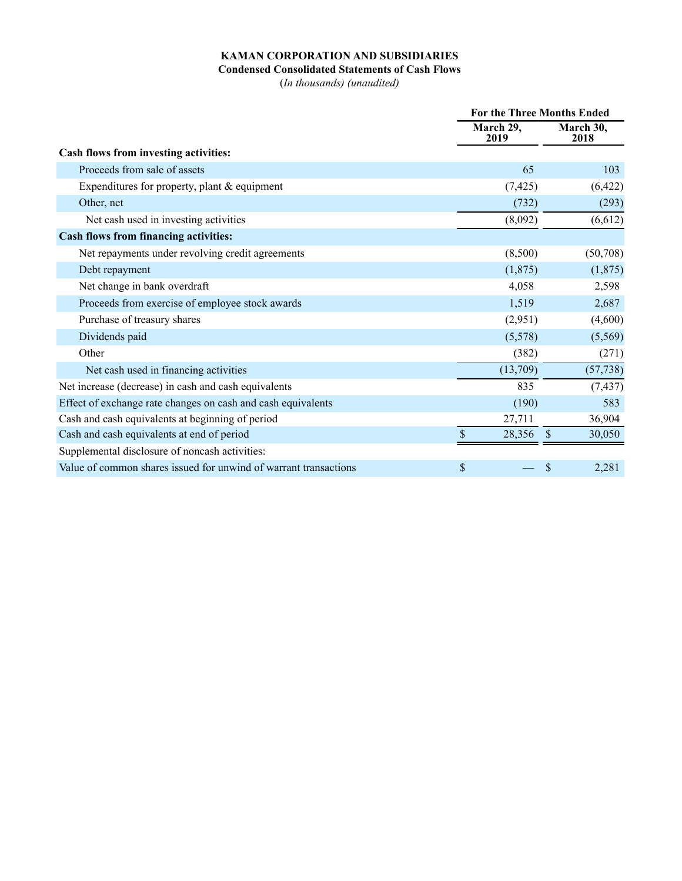**KAMAN CORPORATION AND SUBSIDIARIES**
**Condensed Consolidated Statements of Cash Flows**
(*In thousands) (unaudited)*

| | For the Three Months Ended | |
|---|---|---|
| | March 29, 2019 | March 30, 2018 |
| **Cash flows from investing activities:** | | |
| Proceeds from sale of assets | 65 | 103 |
| Expenditures for property, plant & equipment | (7,425) | (6,422) |
| Other, net | (732) | (293) |
| Net cash used in investing activities | (8,092) | (6,612) |
| **Cash flows from financing activities:** | | |
| Net repayments under revolving credit agreements | (8,500) | (50,708) |
| Debt repayment | (1,875) | (1,875) |
| Net change in bank overdraft | 4,058 | 2,598 |
| Proceeds from exercise of employee stock awards | 1,519 | 2,687 |
| Purchase of treasury shares | (2,951) | (4,600) |
| Dividends paid | (5,578) | (5,569) |
| Other | (382) | (271) |
| Net cash used in financing activities | (13,709) | (57,738) |
| Net increase (decrease) in cash and cash equivalents | 835 | (7,437) |
| Effect of exchange rate changes on cash and cash equivalents | (190) | 583 |
| Cash and cash equivalents at beginning of period | 27,711 | 36,904 |
| Cash and cash equivalents at end of period | $ 28,356 | $ 30,050 |
| Supplemental disclosure of noncash activities: | | |
| Value of common shares issued for unwind of warrant transactions | $ — | $ 2,281 |